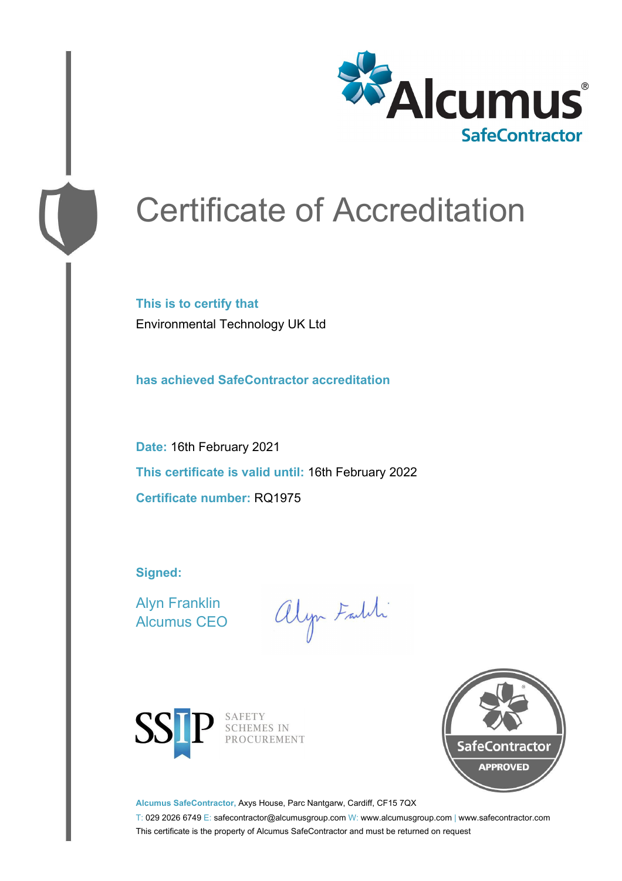# Certificate of Accreditation

**This is to certify that**

Environmental Technology UK Ltd

**has achieved SafeContractor accreditation**

**Date:** 16th February 2021

**This certificate is valid until:** 16th February 2022

**Certificate number:** RQ1975

**Signed:**

Alyn Franklin
Alcumus CEO

SAFETY SCHEMES IN PROCUREMENT

SafeContractor APPROVED

**Alcumus SafeContractor,** Axys House, Parc Nantgarw, Cardiff, CF15 7QX

T: 029 2026 6749 E: safecontractor@alcumusgroup.com W: www.alcumusgroup.com | www.safecontractor.com

This certificate is the property of Alcumus SafeContractor and must be returned on request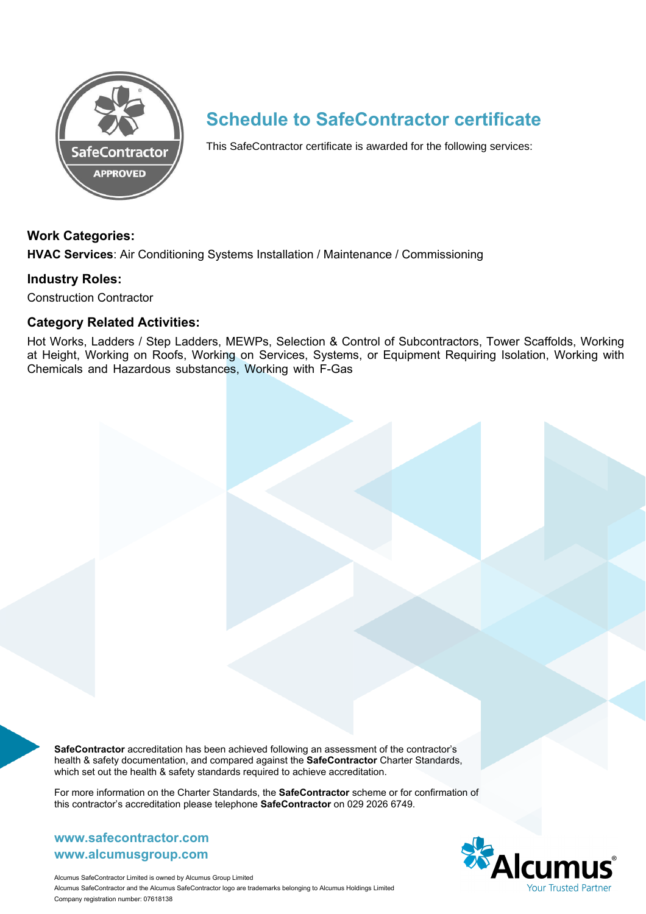# Schedule to SafeContractor certificate

This SafeContractor certificate is awarded for the following services:

## Work Categories:

**HVAC Services**: Air Conditioning Systems Installation / Maintenance / Commissioning

## Industry Roles:

Construction Contractor

## Category Related Activities:

Hot Works, Ladders / Step Ladders, MEWPs, Selection & Control of Subcontractors, Tower Scaffolds, Working at Height, Working on Roofs, Working on Services, Systems, or Equipment Requiring Isolation, Working with Chemicals and Hazardous substances, Working with F-Gas

**SafeContractor** accreditation has been achieved following an assessment of the contractor's health & safety documentation, and compared against the **SafeContractor** Charter Standards, which set out the health & safety standards required to achieve accreditation.

For more information on the Charter Standards, the **SafeContractor** scheme or for confirmation of this contractor's accreditation please telephone **SafeContractor** on 029 2026 6749.

**www.safecontractor.com**
**www.alcumusgroup.com**

Alcumus SafeContractor Limited is owned by Alcumus Group Limited
Alcumus SafeContractor and the Alcumus SafeContractor logo are trademarks belonging to Alcumus Holdings Limited
Company registration number: 07618138